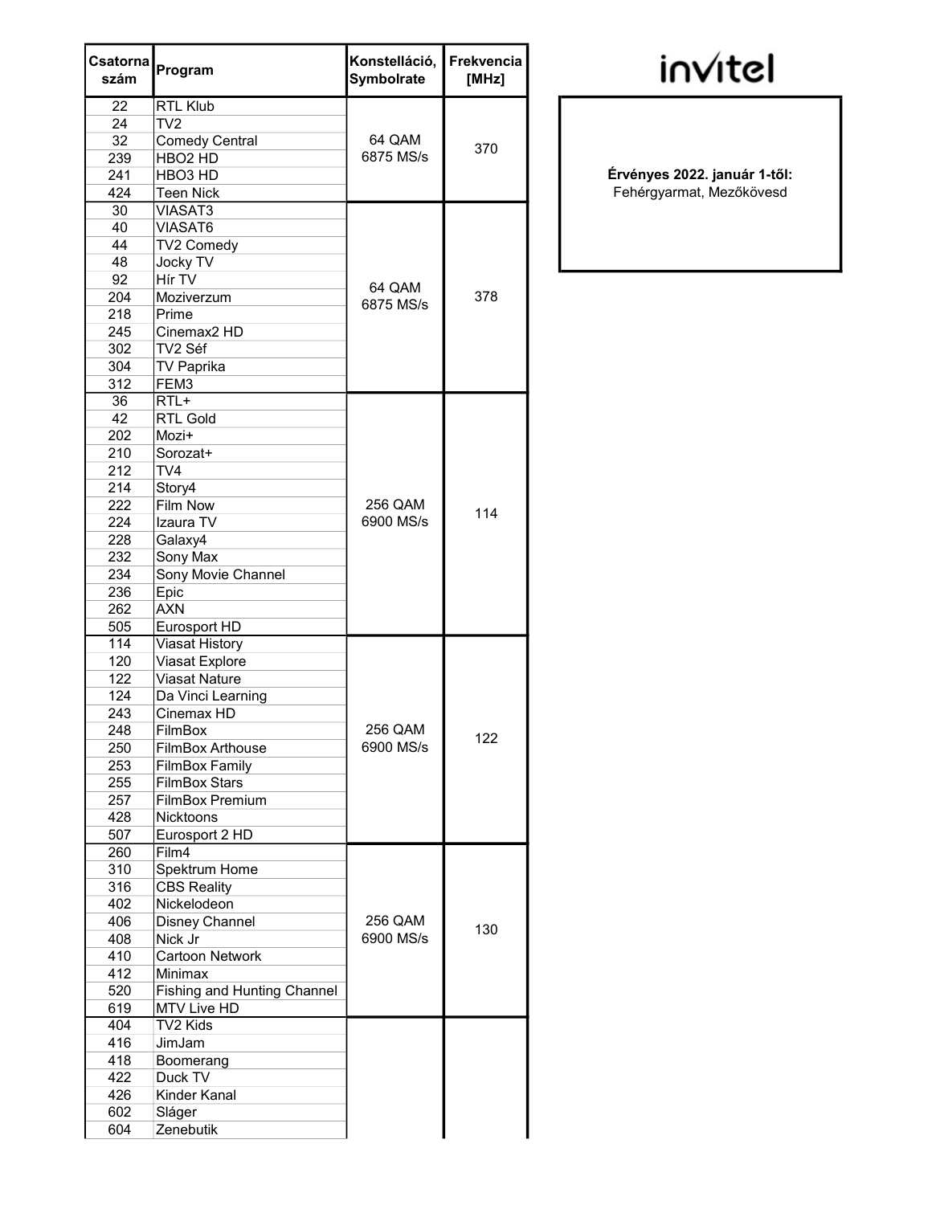invitel

**Érvényes 2022. január 1-től:**
Fehérgyarmat, Mezőkövesd

| Csatorna szám | Program | Konstelláció, Symbolrate | Frekvencia [MHz] |
|---|---|---|---|
| 22 | RTL Klub | 64 QAM 6875 MS/s | 370 |
| 24 | TV2 | | |
| 32 | Comedy Central | | |
| 239 | HBO2 HD | | |
| 241 | HBO3 HD | | |
| 424 | Teen Nick | | |
| 30 | VIASAT3 | 64 QAM 6875 MS/s | 378 |
| 40 | VIASAT6 | | |
| 44 | TV2 Comedy | | |
| 48 | Jocky TV | | |
| 92 | Hír TV | | |
| 204 | Moziverzum | | |
| 218 | Prime | | |
| 245 | Cinemax2 HD | | |
| 302 | TV2 Séf | | |
| 304 | TV Paprika | | |
| 312 | FEM3 | | |
| 36 | RTL+ | 256 QAM 6900 MS/s | 114 |
| 42 | RTL Gold | | |
| 202 | Mozi+ | | |
| 210 | Sorozat+ | | |
| 212 | TV4 | | |
| 214 | Story4 | | |
| 222 | Film Now | | |
| 224 | Izaura TV | | |
| 228 | Galaxy4 | | |
| 232 | Sony Max | | |
| 234 | Sony Movie Channel | | |
| 236 | Epic | | |
| 262 | AXN | | |
| 505 | Eurosport HD | | |
| 114 | Viasat History | 256 QAM 6900 MS/s | 122 |
| 120 | Viasat Explore | | |
| 122 | Viasat Nature | | |
| 124 | Da Vinci Learning | | |
| 243 | Cinemax HD | | |
| 248 | FilmBox | | |
| 250 | FilmBox Arthouse | | |
| 253 | FilmBox Family | | |
| 255 | FilmBox Stars | | |
| 257 | FilmBox Premium | | |
| 428 | Nicktoons | | |
| 507 | Eurosport 2 HD | | |
| 260 | Film4 | 256 QAM 6900 MS/s | 130 |
| 310 | Spektrum Home | | |
| 316 | CBS Reality | | |
| 402 | Nickelodeon | | |
| 406 | Disney Channel | | |
| 408 | Nick Jr | | |
| 410 | Cartoon Network | | |
| 412 | Minimax | | |
| 520 | Fishing and Hunting Channel | | |
| 619 | MTV Live HD | | |
| 404 | TV2 Kids | | |
| 416 | JimJam | | |
| 418 | Boomerang | | |
| 422 | Duck TV | | |
| 426 | Kinder Kanal | | |
| 602 | Sláger | | |
| 604 | Zenebutik | | |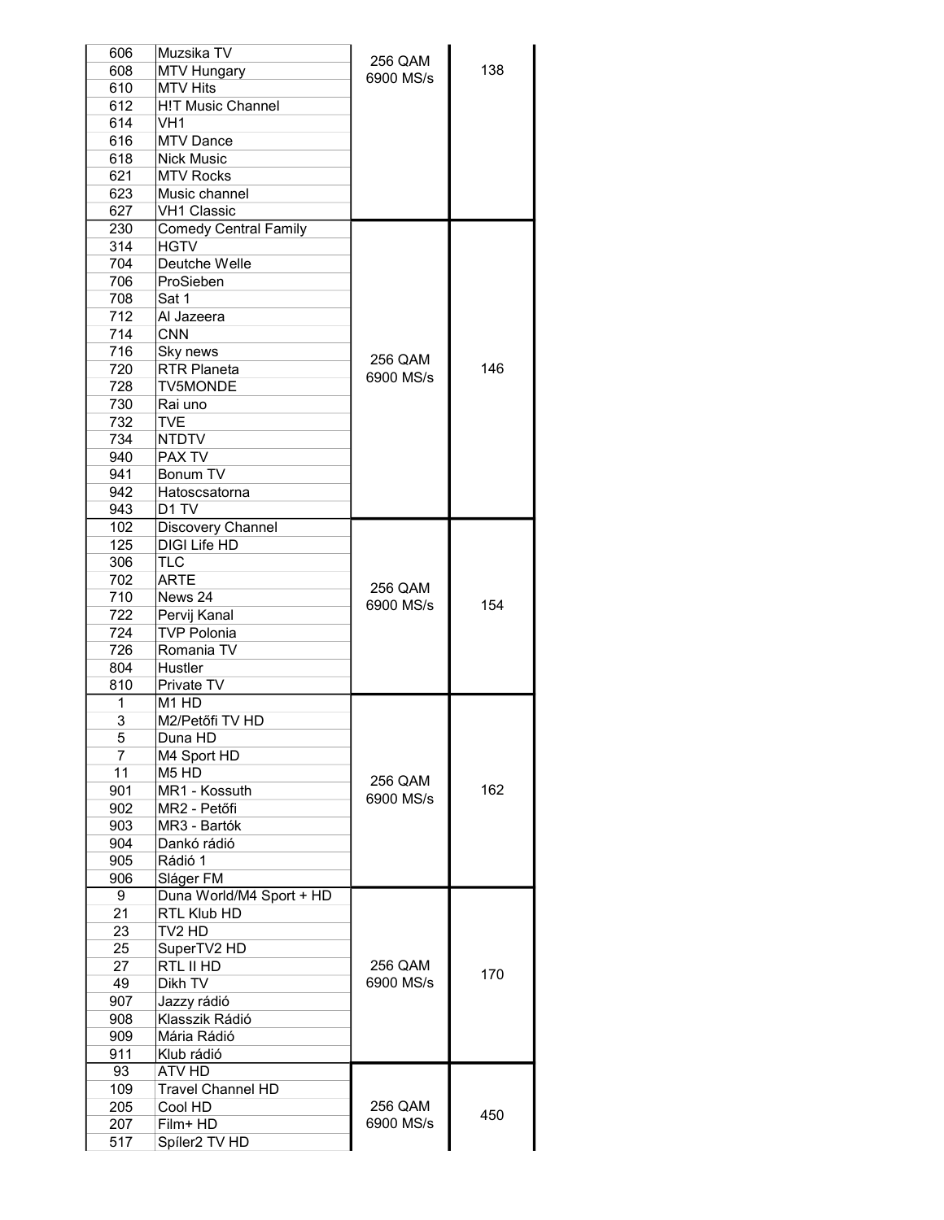| | | | |
|---|---|---|---|
| 606 | Muzsika TV | 256 QAM 6900 MS/s | 138 |
| 608 | MTV Hungary | | |
| 610 | MTV Hits | | |
| 612 | H!T Music Channel | | |
| 614 | VH1 | | |
| 616 | MTV Dance | | |
| 618 | Nick Music | | |
| 621 | MTV Rocks | | |
| 623 | Music channel | | |
| 627 | VH1 Classic | | |
| 230 | Comedy Central Family | 256 QAM 6900 MS/s | 146 |
| 314 | HGTV | | |
| 704 | Deutche Welle | | |
| 706 | ProSieben | | |
| 708 | Sat 1 | | |
| 712 | Al Jazeera | | |
| 714 | CNN | | |
| 716 | Sky news | | |
| 720 | RTR Planeta | | |
| 728 | TV5MONDE | | |
| 730 | Rai uno | | |
| 732 | TVE | | |
| 734 | NTDTV | | |
| 940 | PAX TV | | |
| 941 | Bonum TV | | |
| 942 | Hatoscsatorna | | |
| 943 | D1 TV | | |
| 102 | Discovery Channel | 256 QAM 6900 MS/s | 154 |
| 125 | DIGI Life HD | | |
| 306 | TLC | | |
| 702 | ARTE | | |
| 710 | News 24 | | |
| 722 | Pervij Kanal | | |
| 724 | TVP Polonia | | |
| 726 | Romania TV | | |
| 804 | Hustler | | |
| 810 | Private TV | | |
| 1 | M1 HD | 256 QAM 6900 MS/s | 162 |
| 3 | M2/Petőfi TV HD | | |
| 5 | Duna HD | | |
| 7 | M4 Sport HD | | |
| 11 | M5 HD | | |
| 901 | MR1 - Kossuth | | |
| 902 | MR2 - Petőfi | | |
| 903 | MR3 - Bartók | | |
| 904 | Dankó rádió | | |
| 905 | Rádió 1 | | |
| 906 | Sláger FM | | |
| 9 | Duna World/M4 Sport + HD | 256 QAM 6900 MS/s | 170 |
| 21 | RTL Klub HD | | |
| 23 | TV2 HD | | |
| 25 | SuperTV2 HD | | |
| 27 | RTL II HD | | |
| 49 | Dikh TV | | |
| 907 | Jazzy rádió | | |
| 908 | Klasszik Rádió | | |
| 909 | Mária Rádió | | |
| 911 | Klub rádió | | |
| 93 | ATV HD | 256 QAM 6900 MS/s | 450 |
| 109 | Travel Channel HD | | |
| 205 | Cool HD | | |
| 207 | Film+ HD | | |
| 517 | Spíler2 TV HD | | |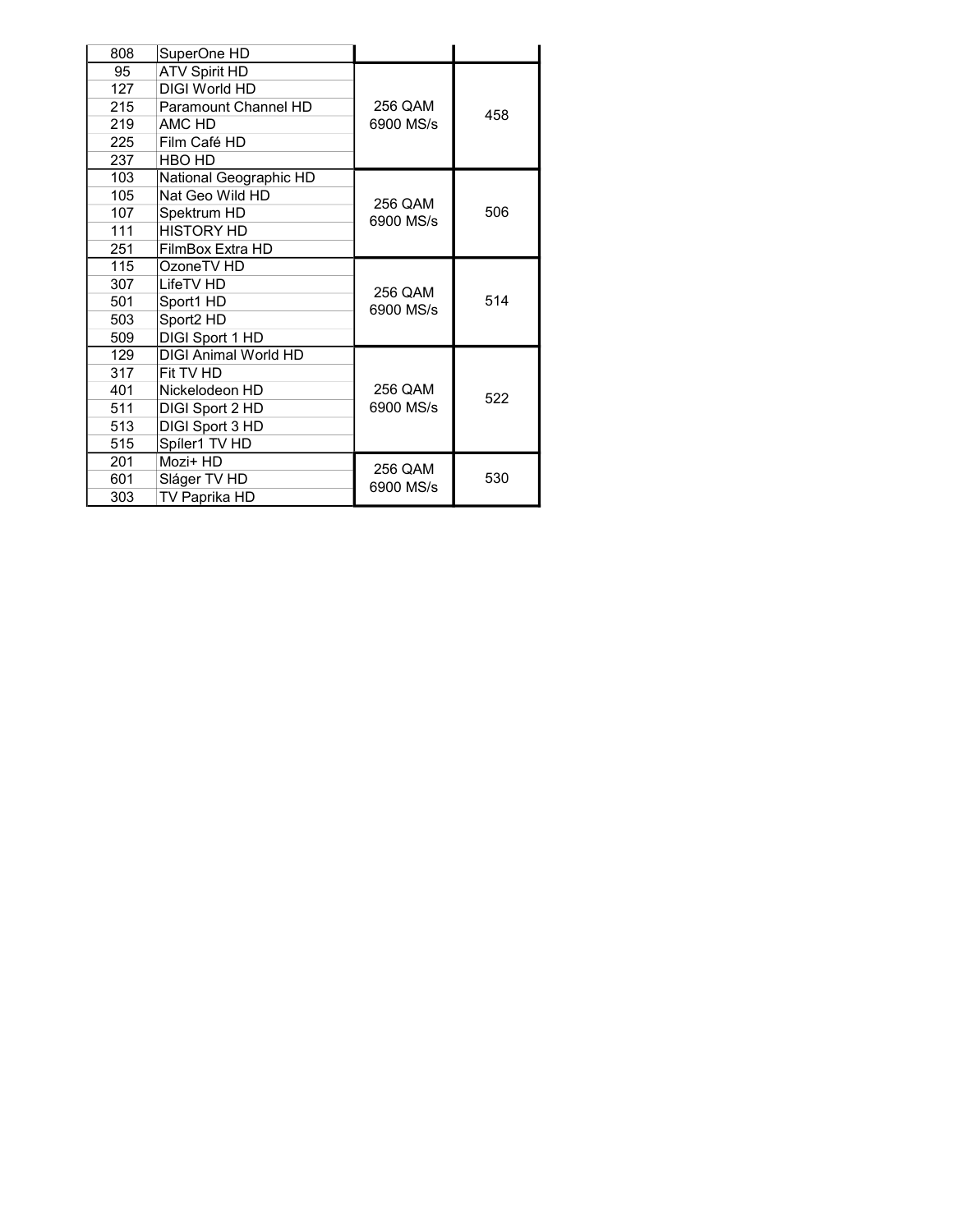| | | | |
|---|---|---|---|
| 808 | SuperOne HD | | |
| 95 | ATV Spirit HD | 256 QAM 6900 MS/s | 458 |
| 127 | DIGI World HD | | |
| 215 | Paramount Channel HD | | |
| 219 | AMC HD | | |
| 225 | Film Café HD | | |
| 237 | HBO HD | | |
| 103 | National Geographic HD | 256 QAM 6900 MS/s | 506 |
| 105 | Nat Geo Wild HD | | |
| 107 | Spektrum HD | | |
| 111 | HISTORY HD | | |
| 251 | FilmBox Extra HD | | |
| 115 | OzoneTV HD | 256 QAM 6900 MS/s | 514 |
| 307 | LifeTV HD | | |
| 501 | Sport1 HD | | |
| 503 | Sport2 HD | | |
| 509 | DIGI Sport 1 HD | | |
| 129 | DIGI Animal World HD | 256 QAM 6900 MS/s | 522 |
| 317 | Fit TV HD | | |
| 401 | Nickelodeon HD | | |
| 511 | DIGI Sport 2 HD | | |
| 513 | DIGI Sport 3 HD | | |
| 515 | Spíler1 TV HD | | |
| 201 | Mozi+ HD | 256 QAM 6900 MS/s | 530 |
| 601 | Sláger TV HD | | |
| 303 | TV Paprika HD | | |